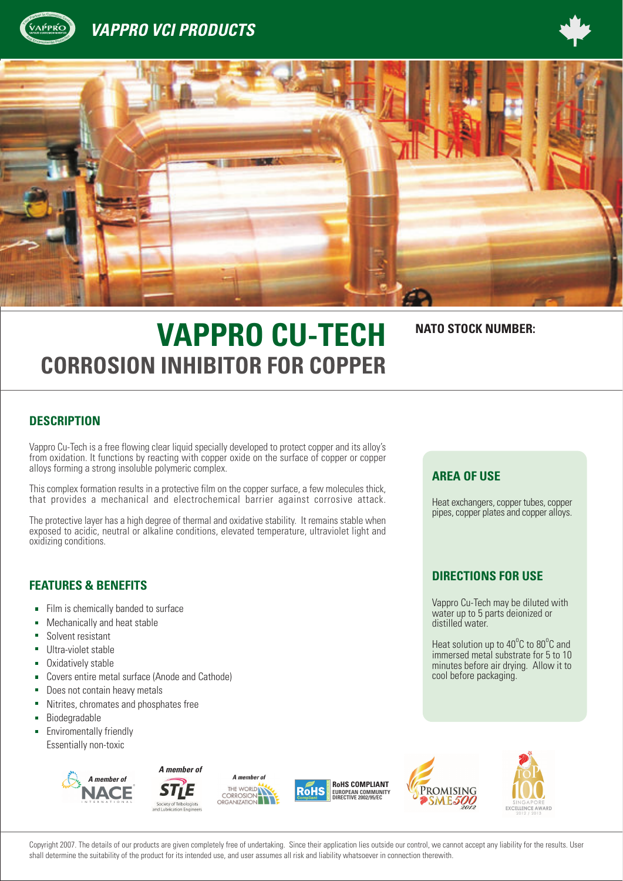# VAPPRO VCI PRODUCTS

# VAPPRO CU-TECH

## CORROSION INHIBITOR FOR COPPER

**NATO STOCK NUMBER:**

## DESCRIPTION

Vappro Cu-Tech is a free flowing clear liquid specially developed to protect copper and its alloy's from oxidation. It functions by reacting with copper oxide on the surface of copper or copper alloys forming a strong insoluble polymeric complex.

This complex formation results in a protective film on the copper surface, a few molecules thick, that provides a mechanical and electrochemical barrier against corrosive attack.

The protective layer has a high degree of thermal and oxidative stability. It remains stable when exposed to acidic, neutral or alkaline conditions, elevated temperature, ultraviolet light and oxidizing conditions.

## FEATURES & BENEFITS

- Film is chemically banded to surface
- Mechanically and heat stable
- Solvent resistant
- Ultra-violet stable
- Oxidatively stable
- Covers entire metal surface (Anode and Cathode)
- Does not contain heavy metals
- Nitrites, chromates and phosphates free
- Biodegradable
- Enviromentally friendly
  Essentially non-toxic

## AREA OF USE

Heat exchangers, copper tubes, copper pipes, copper plates and copper alloys.

## DIRECTIONS FOR USE

Vappro Cu-Tech may be diluted with water up to 5 parts deionized or distilled water.

Heat solution up to 40°C to 80°C and immersed metal substrate for 5 to 10 minutes before air drying. Allow it to cool before packaging.

A member of NACE International | A member of STLE Society of Tribologists and Lubrication Engineers | A member of The World Corrosion Organization | RoHS COMPLIANT EUROPEAN COMMUNITY DIRECTIVE 2002/95/EC | Promising SME500 2012 | Singapore Top 100 Excellence Award 2012 / 2013

Copyright 2007. The details of our products are given completely free of undertaking. Since their application lies outside our control, we cannot accept any liability for the results. User shall determine the suitability of the product for its intended use, and user assumes all risk and liability whatsoever in connection therewith.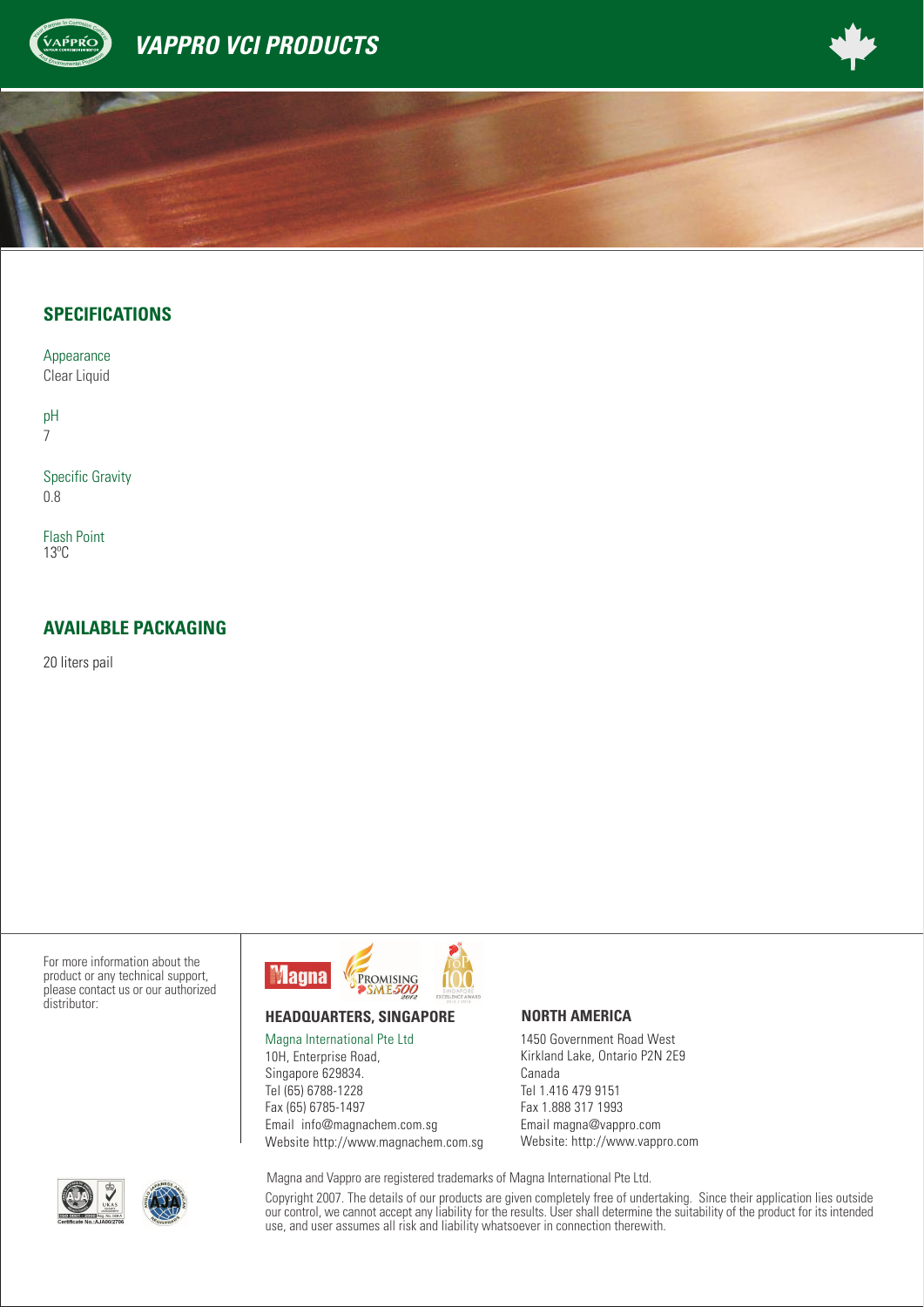## SPECIFICATIONS

Appearance
Clear Liquid

pH
7

Specific Gravity
0.8

Flash Point
13ºC

## AVAILABLE PACKAGING

20 liters pail

For more information about the product or any technical support, please contact us or our authorized distributor:

### HEADQUARTERS, SINGAPORE

Magna International Pte Ltd
10H, Enterprise Road,
Singapore 629834.
Tel (65) 6788-1228
Fax (65) 6785-1497
Email info@magnachem.com.sg
Website http://www.magnachem.com.sg

### NORTH AMERICA

1450 Government Road West
Kirkland Lake, Ontario P2N 2E9
Canada
Tel 1.416 479 9151
Fax 1.888 317 1993
Email magna@vappro.com
Website: http://www.vappro.com

Magna and Vappro are registered trademarks of Magna International Pte Ltd.

Copyright 2007. The details of our products are given completely free of undertaking. Since their application lies outside our control, we cannot accept any liability for the results. User shall determine the suitability of the product for its intended use, and user assumes all risk and liability whatsoever in connection therewith.